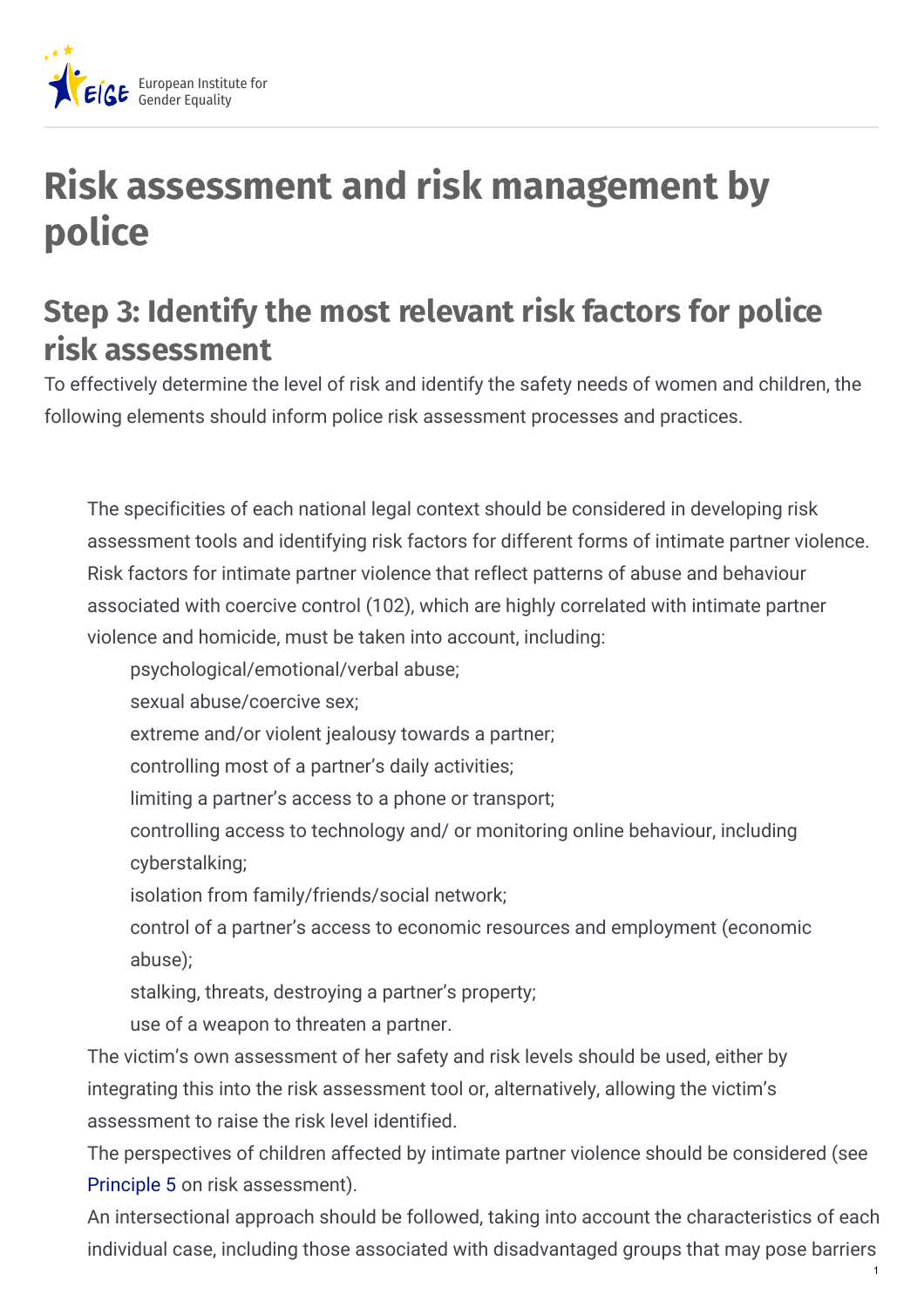# Risk assessment and risk management by police

## Step 3: Identify the most relevant risk factors for police risk assessment

To effectively determine the level of risk and identify the safety needs of women and children, the following elements should inform police risk assessment processes and practices.

- The specificities of each national legal context should be considered in developing risk assessment tools and identifying risk factors for different forms of intimate partner violence.
- Risk factors for intimate partner violence that reflect patterns of abuse and behaviour associated with coercive control (102), which are highly correlated with intimate partner violence and homicide, must be taken into account, including:
  - psychological/emotional/verbal abuse;
  - sexual abuse/coercive sex;
  - extreme and/or violent jealousy towards a partner;
  - controlling most of a partner's daily activities;
  - limiting a partner's access to a phone or transport;
  - controlling access to technology and/ or monitoring online behaviour, including cyberstalking;
  - isolation from family/friends/social network;
  - control of a partner's access to economic resources and employment (economic abuse);
  - stalking, threats, destroying a partner's property;
  - use of a weapon to threaten a partner.
- The victim's own assessment of her safety and risk levels should be used, either by integrating this into the risk assessment tool or, alternatively, allowing the victim's assessment to raise the risk level identified.
- The perspectives of children affected by intimate partner violence should be considered (see Principle 5 on risk assessment).
- An intersectional approach should be followed, taking into account the characteristics of each individual case, including those associated with disadvantaged groups that may pose barriers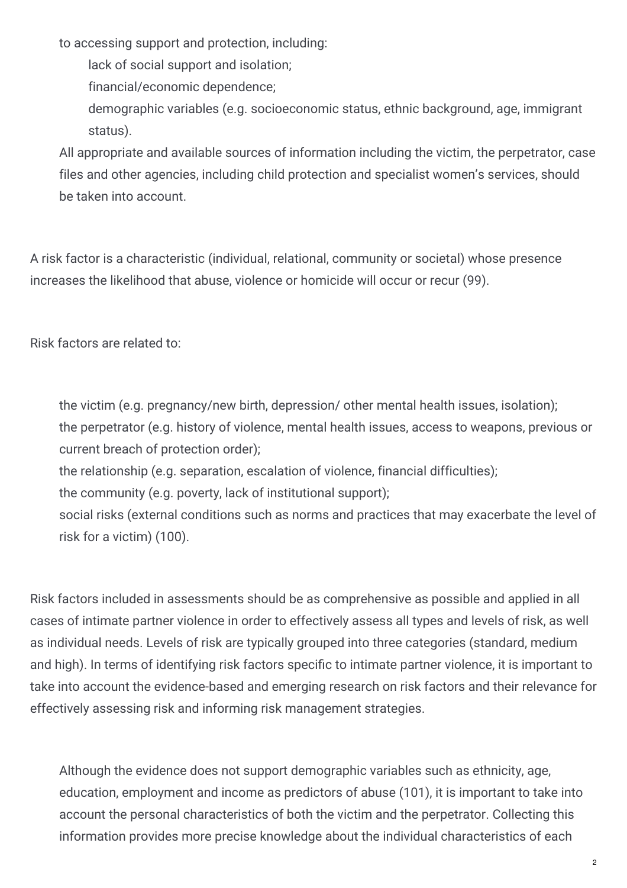to accessing support and protection, including:

- lack of social support and isolation;
- financial/economic dependence;
- demographic variables (e.g. socioeconomic status, ethnic background, age, immigrant status).

All appropriate and available sources of information including the victim, the perpetrator, case files and other agencies, including child protection and specialist women's services, should be taken into account.

A risk factor is a characteristic (individual, relational, community or societal) whose presence increases the likelihood that abuse, violence or homicide will occur or recur (99).

Risk factors are related to:

- the victim (e.g. pregnancy/new birth, depression/ other mental health issues, isolation);
- the perpetrator (e.g. history of violence, mental health issues, access to weapons, previous or current breach of protection order);
- the relationship (e.g. separation, escalation of violence, financial difficulties);
- the community (e.g. poverty, lack of institutional support);
- social risks (external conditions such as norms and practices that may exacerbate the level of risk for a victim) (100).

Risk factors included in assessments should be as comprehensive as possible and applied in all cases of intimate partner violence in order to effectively assess all types and levels of risk, as well as individual needs. Levels of risk are typically grouped into three categories (standard, medium and high). In terms of identifying risk factors specific to intimate partner violence, it is important to take into account the evidence-based and emerging research on risk factors and their relevance for effectively assessing risk and informing risk management strategies.

- Although the evidence does not support demographic variables such as ethnicity, age, education, employment and income as predictors of abuse (101), it is important to take into account the personal characteristics of both the victim and the perpetrator. Collecting this information provides more precise knowledge about the individual characteristics of each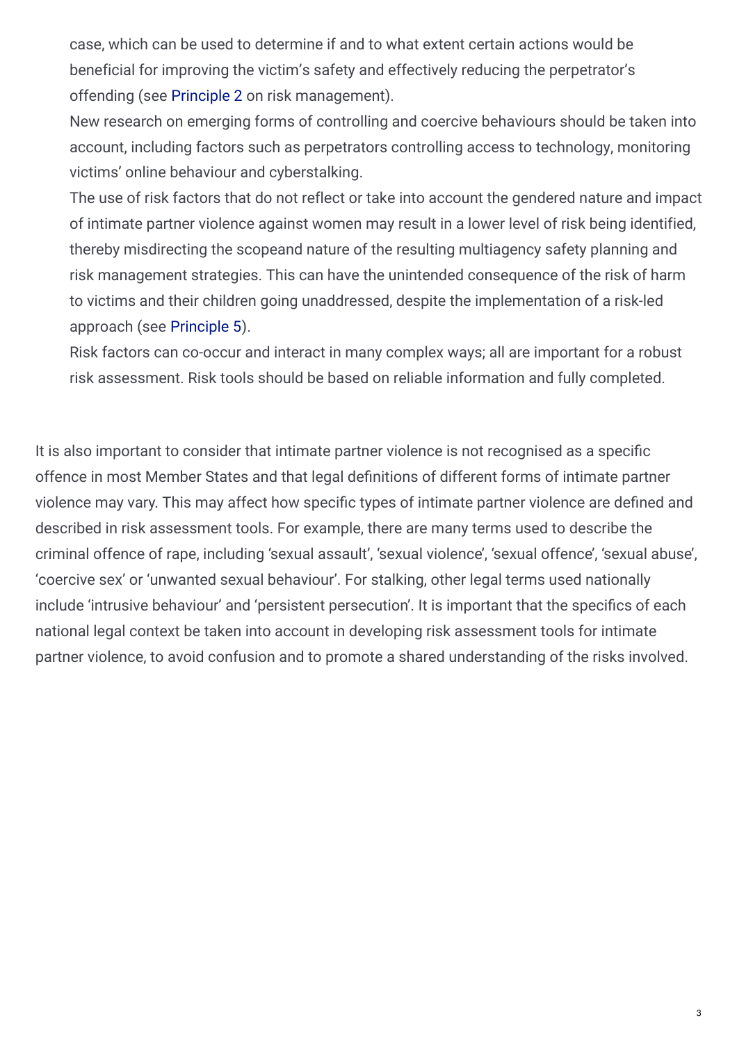case, which can be used to determine if and to what extent certain actions would be beneficial for improving the victim's safety and effectively reducing the perpetrator's offending (see Principle 2 on risk management).

New research on emerging forms of controlling and coercive behaviours should be taken into account, including factors such as perpetrators controlling access to technology, monitoring victims' online behaviour and cyberstalking.

The use of risk factors that do not reflect or take into account the gendered nature and impact of intimate partner violence against women may result in a lower level of risk being identified, thereby misdirecting the scopeand nature of the resulting multiagency safety planning and risk management strategies. This can have the unintended consequence of the risk of harm to victims and their children going unaddressed, despite the implementation of a risk-led approach (see Principle 5).

Risk factors can co-occur and interact in many complex ways; all are important for a robust risk assessment. Risk tools should be based on reliable information and fully completed.

It is also important to consider that intimate partner violence is not recognised as a specific offence in most Member States and that legal definitions of different forms of intimate partner violence may vary. This may affect how specific types of intimate partner violence are defined and described in risk assessment tools. For example, there are many terms used to describe the criminal offence of rape, including 'sexual assault', 'sexual violence', 'sexual offence', 'sexual abuse', 'coercive sex' or 'unwanted sexual behaviour'. For stalking, other legal terms used nationally include 'intrusive behaviour' and 'persistent persecution'. It is important that the specifics of each national legal context be taken into account in developing risk assessment tools for intimate partner violence, to avoid confusion and to promote a shared understanding of the risks involved.